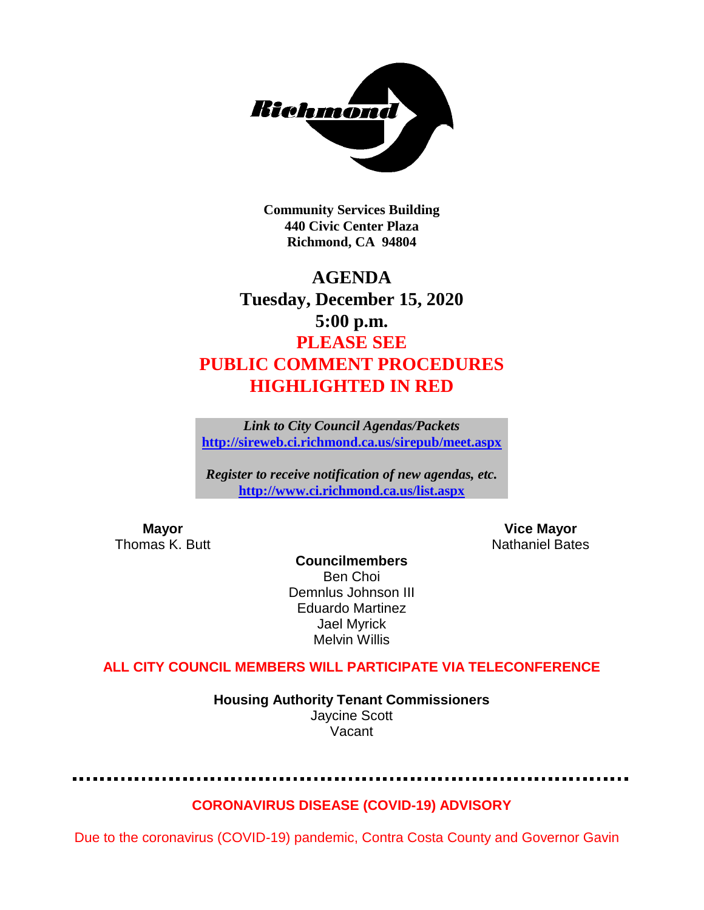**Community Services Building**
**440 Civic Center Plaza**
**Richmond, CA 94804**

# AGENDA
## Tuesday, December 15, 2020
## 5:00 p.m.
## PLEASE SEE PUBLIC COMMENT PROCEDURES HIGHLIGHTED IN RED

***Link to City Council Agendas/Packets***
**http://sireweb.ci.richmond.ca.us/sirepub/meet.aspx**

***Register to receive notification of new agendas, etc.***
**http://www.ci.richmond.ca.us/list.aspx**

**Mayor**
Thomas K. Butt

**Vice Mayor**
Nathaniel Bates

**Councilmembers**
Ben Choi
Demnlus Johnson III
Eduardo Martinez
Jael Myrick
Melvin Willis

**ALL CITY COUNCIL MEMBERS WILL PARTICIPATE VIA TELECONFERENCE**

**Housing Authority Tenant Commissioners**
Jaycine Scott
Vacant

---

**CORONAVIRUS DISEASE (COVID-19) ADVISORY**

Due to the coronavirus (COVID-19) pandemic, Contra Costa County and Governor Gavin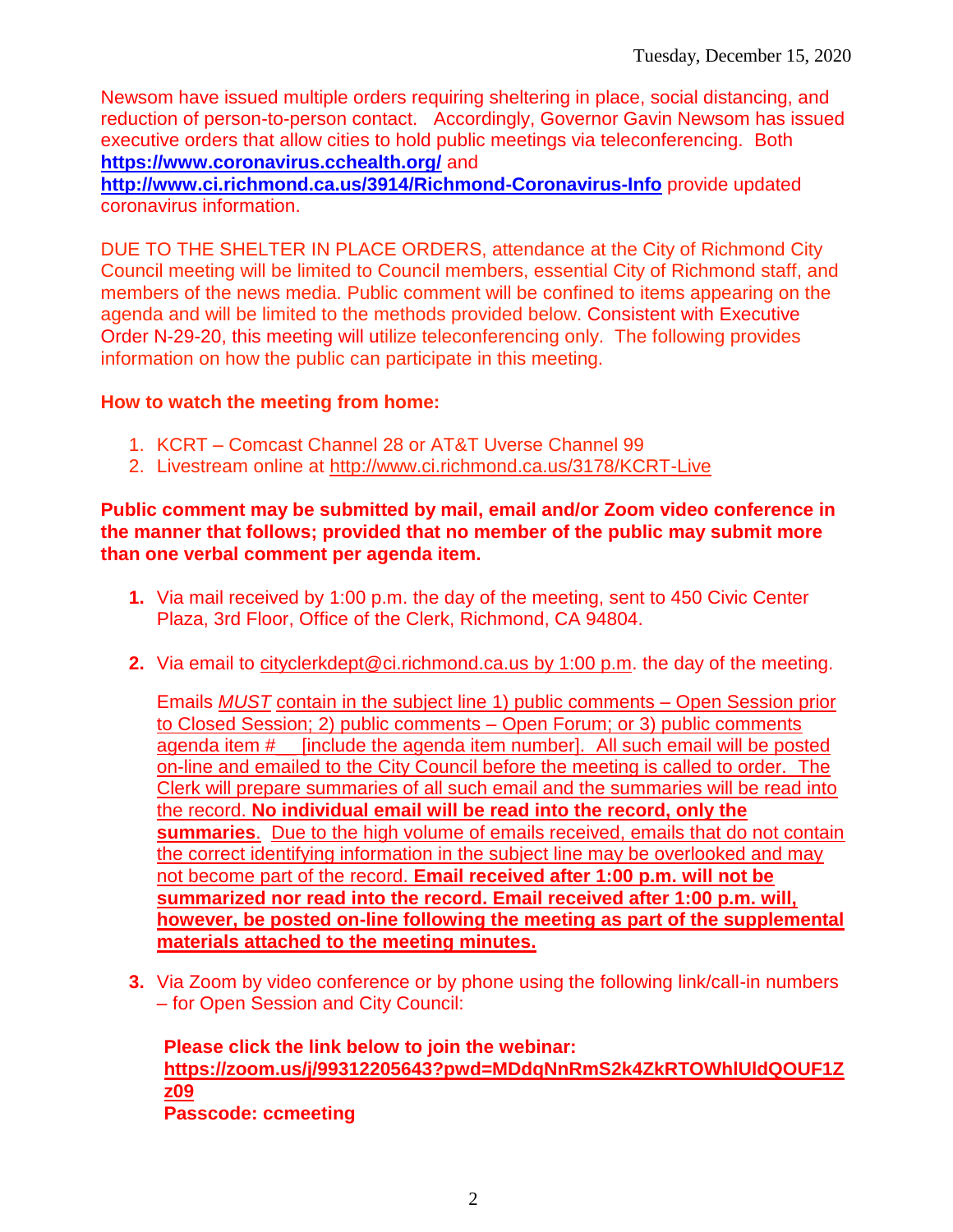Newsom have issued multiple orders requiring sheltering in place, social distancing, and reduction of person-to-person contact. Accordingly, Governor Gavin Newsom has issued executive orders that allow cities to hold public meetings via teleconferencing. Both **https://www.coronavirus.cchealth.org/** and **http://www.ci.richmond.ca.us/3914/Richmond-Coronavirus-Info** provide updated coronavirus information.

DUE TO THE SHELTER IN PLACE ORDERS, attendance at the City of Richmond City Council meeting will be limited to Council members, essential City of Richmond staff, and members of the news media. Public comment will be confined to items appearing on the agenda and will be limited to the methods provided below. Consistent with Executive Order N-29-20, this meeting will utilize teleconferencing only. The following provides information on how the public can participate in this meeting.

**How to watch the meeting from home:**

1. KCRT – Comcast Channel 28 or AT&T Uverse Channel 99
2. Livestream online at http://www.ci.richmond.ca.us/3178/KCRT-Live

**Public comment may be submitted by mail, email and/or Zoom video conference in the manner that follows; provided that no member of the public may submit more than one verbal comment per agenda item.**

1. Via mail received by 1:00 p.m. the day of the meeting, sent to 450 Civic Center Plaza, 3rd Floor, Office of the Clerk, Richmond, CA 94804.

2. Via email to cityclerkdept@ci.richmond.ca.us by 1:00 p.m. the day of the meeting.

   Emails *MUST* contain in the subject line 1) public comments – Open Session prior to Closed Session; 2) public comments – Open Forum; or 3) public comments agenda item # __ [include the agenda item number]. All such email will be posted on-line and emailed to the City Council before the meeting is called to order. The Clerk will prepare summaries of all such email and the summaries will be read into the record. **No individual email will be read into the record, only the summaries**. Due to the high volume of emails received, emails that do not contain the correct identifying information in the subject line may be overlooked and may not become part of the record. **Email received after 1:00 p.m. will not be summarized nor read into the record. Email received after 1:00 p.m. will, however, be posted on-line following the meeting as part of the supplemental materials attached to the meeting minutes.**

3. Via Zoom by video conference or by phone using the following link/call-in numbers – for Open Session and City Council:

   **Please click the link below to join the webinar:**
   **https://zoom.us/j/99312205643?pwd=MDdqNnRmS2k4ZkRTOWhlUldQOUF1Zz09**
   **Passcode: ccmeeting**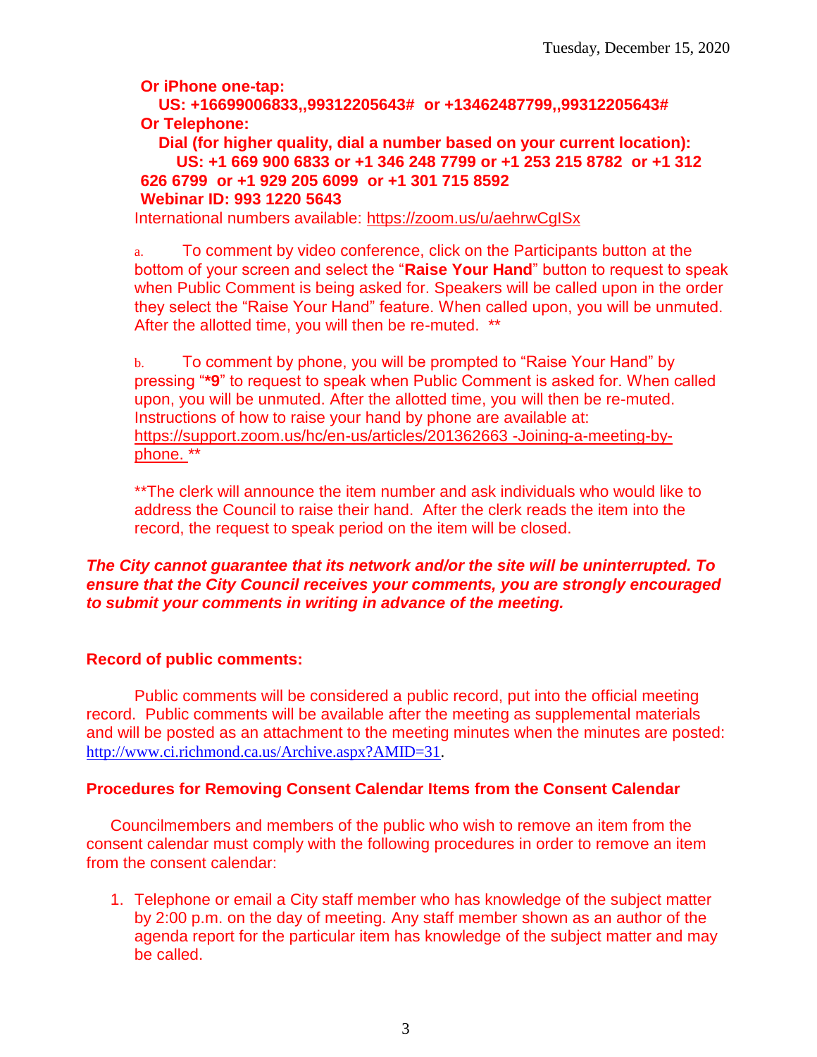**Or iPhone one-tap:**

**US: +16699006833,,99312205643# or +13462487799,,99312205643#**

**Or Telephone:**

**Dial (for higher quality, dial a number based on your current location):**

**US: +1 669 900 6833 or +1 346 248 7799 or +1 253 215 8782 or +1 312 626 6799 or +1 929 205 6099 or +1 301 715 8592**

**Webinar ID: 993 1220 5643**

International numbers available: https://zoom.us/u/aehrwCgISx

a. To comment by video conference, click on the Participants button at the bottom of your screen and select the "**Raise Your Hand**" button to request to speak when Public Comment is being asked for. Speakers will be called upon in the order they select the "Raise Your Hand" feature. When called upon, you will be unmuted. After the allotted time, you will then be re-muted. **

b. To comment by phone, you will be prompted to "Raise Your Hand" by pressing "***9**" to request to speak when Public Comment is asked for. When called upon, you will be unmuted. After the allotted time, you will then be re-muted. Instructions of how to raise your hand by phone are available at: https://support.zoom.us/hc/en-us/articles/201362663 -Joining-a-meeting-by-phone. **

**The clerk will announce the item number and ask individuals who would like to address the Council to raise their hand. After the clerk reads the item into the record, the request to speak period on the item will be closed.

***The City cannot guarantee that its network and/or the site will be uninterrupted. To ensure that the City Council receives your comments, you are strongly encouraged to submit your comments in writing in advance of the meeting.***

**Record of public comments:**

Public comments will be considered a public record, put into the official meeting record. Public comments will be available after the meeting as supplemental materials and will be posted as an attachment to the meeting minutes when the minutes are posted: http://www.ci.richmond.ca.us/Archive.aspx?AMID=31.

**Procedures for Removing Consent Calendar Items from the Consent Calendar**

Councilmembers and members of the public who wish to remove an item from the consent calendar must comply with the following procedures in order to remove an item from the consent calendar:

1. Telephone or email a City staff member who has knowledge of the subject matter by 2:00 p.m. on the day of meeting. Any staff member shown as an author of the agenda report for the particular item has knowledge of the subject matter and may be called.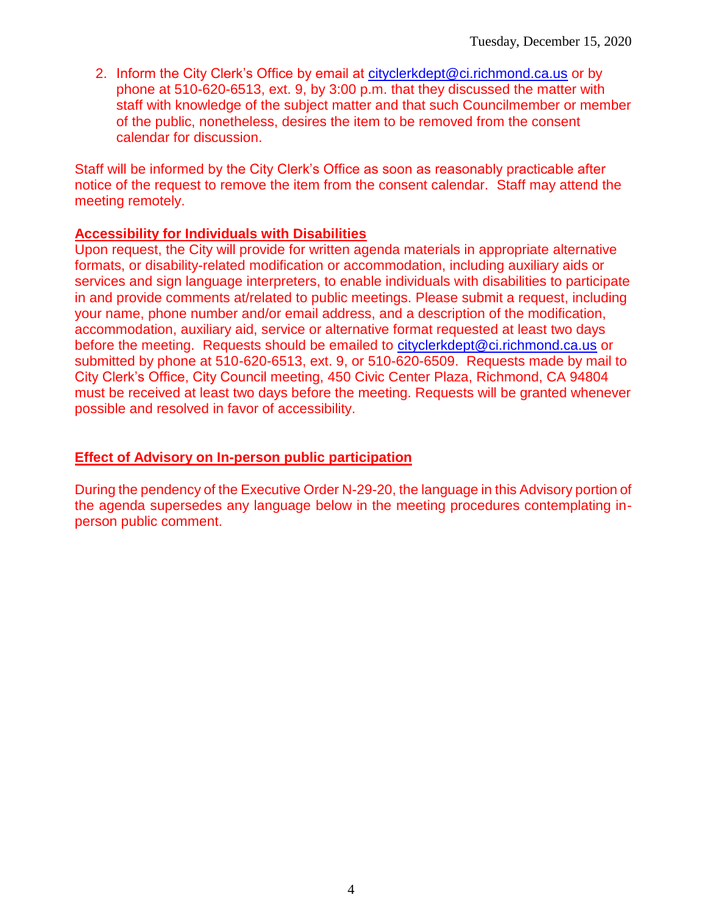2. Inform the City Clerk's Office by email at cityclerkdept@ci.richmond.ca.us or by phone at 510-620-6513, ext. 9, by 3:00 p.m. that they discussed the matter with staff with knowledge of the subject matter and that such Councilmember or member of the public, nonetheless, desires the item to be removed from the consent calendar for discussion.

Staff will be informed by the City Clerk's Office as soon as reasonably practicable after notice of the request to remove the item from the consent calendar. Staff may attend the meeting remotely.

**Accessibility for Individuals with Disabilities**

Upon request, the City will provide for written agenda materials in appropriate alternative formats, or disability-related modification or accommodation, including auxiliary aids or services and sign language interpreters, to enable individuals with disabilities to participate in and provide comments at/related to public meetings. Please submit a request, including your name, phone number and/or email address, and a description of the modification, accommodation, auxiliary aid, service or alternative format requested at least two days before the meeting. Requests should be emailed to cityclerkdept@ci.richmond.ca.us or submitted by phone at 510-620-6513, ext. 9, or 510-620-6509. Requests made by mail to City Clerk's Office, City Council meeting, 450 Civic Center Plaza, Richmond, CA 94804 must be received at least two days before the meeting. Requests will be granted whenever possible and resolved in favor of accessibility.

**Effect of Advisory on In-person public participation**

During the pendency of the Executive Order N-29-20, the language in this Advisory portion of the agenda supersedes any language below in the meeting procedures contemplating in-person public comment.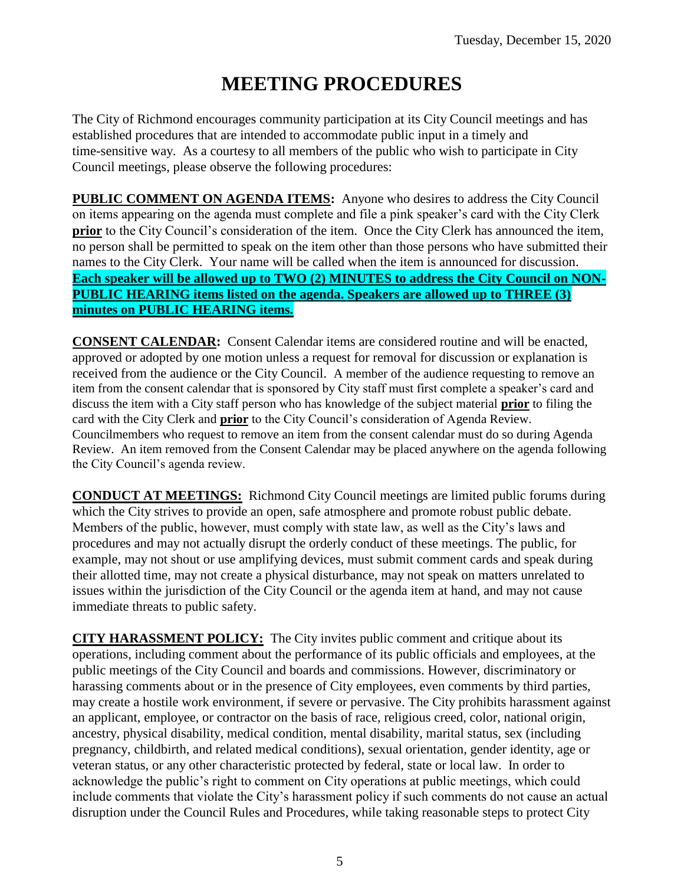Tuesday, December 15, 2020

# MEETING PROCEDURES

The City of Richmond encourages community participation at its City Council meetings and has established procedures that are intended to accommodate public input in a timely and time-sensitive way. As a courtesy to all members of the public who wish to participate in City Council meetings, please observe the following procedures:

**PUBLIC COMMENT ON AGENDA ITEMS:** Anyone who desires to address the City Council on items appearing on the agenda must complete and file a pink speaker's card with the City Clerk **prior** to the City Council's consideration of the item. Once the City Clerk has announced the item, no person shall be permitted to speak on the item other than those persons who have submitted their names to the City Clerk. Your name will be called when the item is announced for discussion. **Each speaker will be allowed up to TWO (2) MINUTES to address the City Council on NON-PUBLIC HEARING items listed on the agenda. Speakers are allowed up to THREE (3) minutes on PUBLIC HEARING items.**

**CONSENT CALENDAR:** Consent Calendar items are considered routine and will be enacted, approved or adopted by one motion unless a request for removal for discussion or explanation is received from the audience or the City Council. A member of the audience requesting to remove an item from the consent calendar that is sponsored by City staff must first complete a speaker's card and discuss the item with a City staff person who has knowledge of the subject material **prior** to filing the card with the City Clerk and **prior** to the City Council's consideration of Agenda Review. Councilmembers who request to remove an item from the consent calendar must do so during Agenda Review. An item removed from the Consent Calendar may be placed anywhere on the agenda following the City Council's agenda review.

**CONDUCT AT MEETINGS:** Richmond City Council meetings are limited public forums during which the City strives to provide an open, safe atmosphere and promote robust public debate. Members of the public, however, must comply with state law, as well as the City's laws and procedures and may not actually disrupt the orderly conduct of these meetings. The public, for example, may not shout or use amplifying devices, must submit comment cards and speak during their allotted time, may not create a physical disturbance, may not speak on matters unrelated to issues within the jurisdiction of the City Council or the agenda item at hand, and may not cause immediate threats to public safety.

**CITY HARASSMENT POLICY:** The City invites public comment and critique about its operations, including comment about the performance of its public officials and employees, at the public meetings of the City Council and boards and commissions. However, discriminatory or harassing comments about or in the presence of City employees, even comments by third parties, may create a hostile work environment, if severe or pervasive. The City prohibits harassment against an applicant, employee, or contractor on the basis of race, religious creed, color, national origin, ancestry, physical disability, medical condition, mental disability, marital status, sex (including pregnancy, childbirth, and related medical conditions), sexual orientation, gender identity, age or veteran status, or any other characteristic protected by federal, state or local law. In order to acknowledge the public's right to comment on City operations at public meetings, which could include comments that violate the City's harassment policy if such comments do not cause an actual disruption under the Council Rules and Procedures, while taking reasonable steps to protect City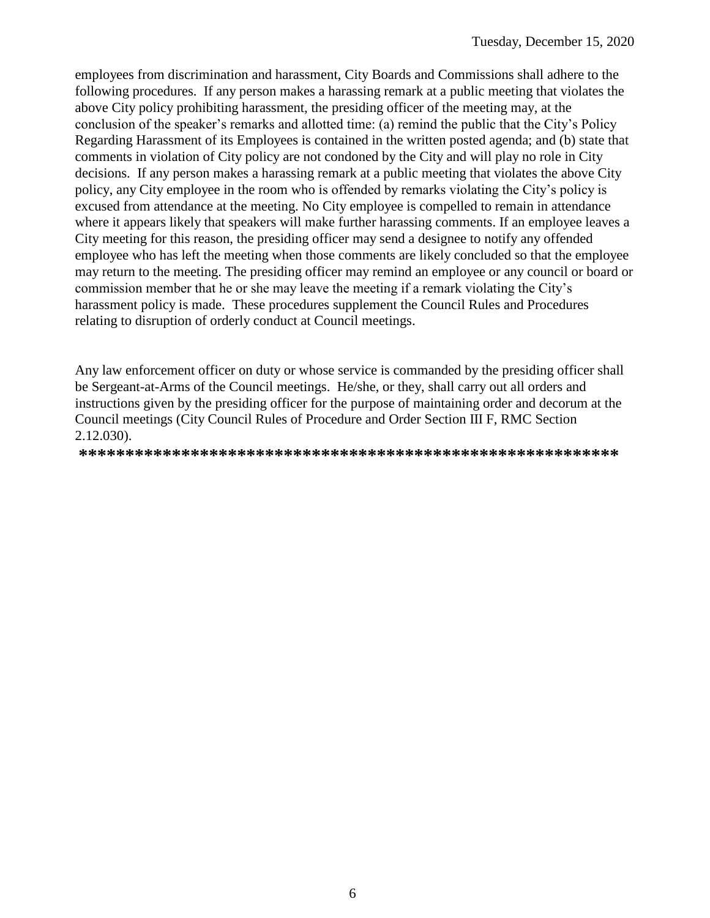employees from discrimination and harassment, City Boards and Commissions shall adhere to the following procedures. If any person makes a harassing remark at a public meeting that violates the above City policy prohibiting harassment, the presiding officer of the meeting may, at the conclusion of the speaker's remarks and allotted time: (a) remind the public that the City's Policy Regarding Harassment of its Employees is contained in the written posted agenda; and (b) state that comments in violation of City policy are not condoned by the City and will play no role in City decisions. If any person makes a harassing remark at a public meeting that violates the above City policy, any City employee in the room who is offended by remarks violating the City's policy is excused from attendance at the meeting. No City employee is compelled to remain in attendance where it appears likely that speakers will make further harassing comments. If an employee leaves a City meeting for this reason, the presiding officer may send a designee to notify any offended employee who has left the meeting when those comments are likely concluded so that the employee may return to the meeting. The presiding officer may remind an employee or any council or board or commission member that he or she may leave the meeting if a remark violating the City's harassment policy is made. These procedures supplement the Council Rules and Procedures relating to disruption of orderly conduct at Council meetings.

Any law enforcement officer on duty or whose service is commanded by the presiding officer shall be Sergeant-at-Arms of the Council meetings. He/she, or they, shall carry out all orders and instructions given by the presiding officer for the purpose of maintaining order and decorum at the Council meetings (City Council Rules of Procedure and Order Section III F, RMC Section 2.12.030).

**********************************************************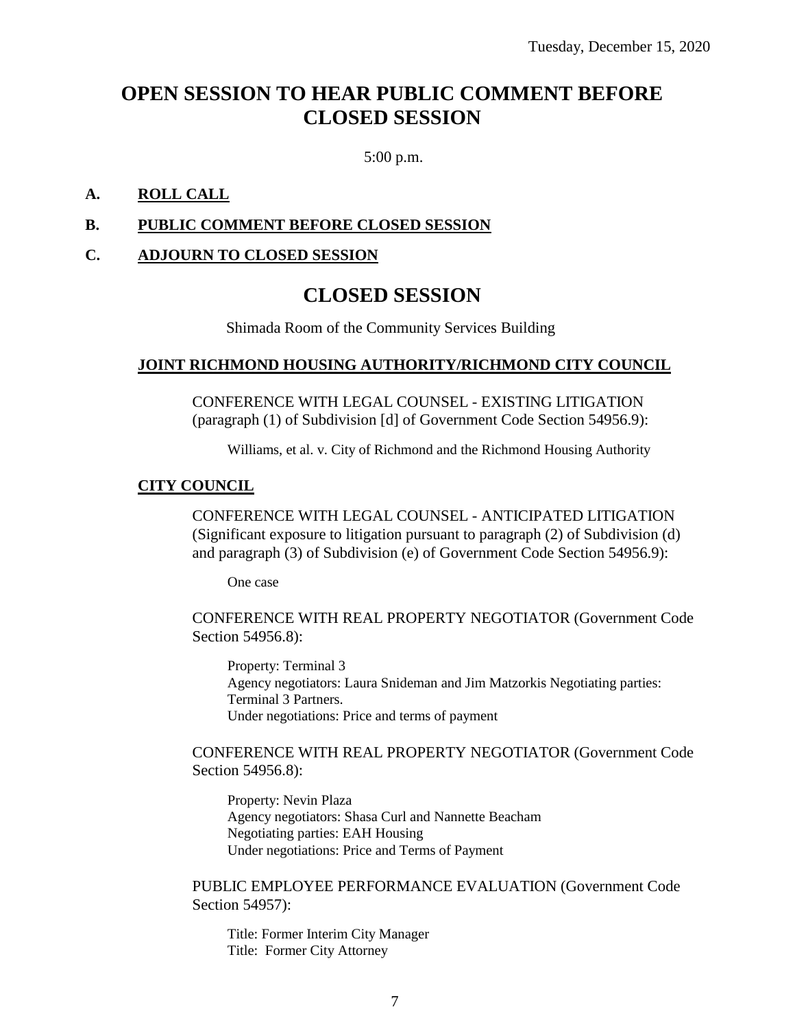Tuesday, December 15, 2020

# OPEN SESSION TO HEAR PUBLIC COMMENT BEFORE CLOSED SESSION

5:00 p.m.

**A. ROLL CALL**

**B. PUBLIC COMMENT BEFORE CLOSED SESSION**

**C. ADJOURN TO CLOSED SESSION**

# CLOSED SESSION

Shimada Room of the Community Services Building

**JOINT RICHMOND HOUSING AUTHORITY/RICHMOND CITY COUNCIL**

CONFERENCE WITH LEGAL COUNSEL - EXISTING LITIGATION (paragraph (1) of Subdivision [d] of Government Code Section 54956.9):

Williams, et al. v. City of Richmond and the Richmond Housing Authority

**CITY COUNCIL**

CONFERENCE WITH LEGAL COUNSEL - ANTICIPATED LITIGATION (Significant exposure to litigation pursuant to paragraph (2) of Subdivision (d) and paragraph (3) of Subdivision (e) of Government Code Section 54956.9):

One case

CONFERENCE WITH REAL PROPERTY NEGOTIATOR (Government Code Section 54956.8):

Property: Terminal 3
Agency negotiators: Laura Snideman and Jim Matzorkis Negotiating parties: Terminal 3 Partners.
Under negotiations: Price and terms of payment

CONFERENCE WITH REAL PROPERTY NEGOTIATOR (Government Code Section 54956.8):

Property: Nevin Plaza
Agency negotiators: Shasa Curl and Nannette Beacham
Negotiating parties: EAH Housing
Under negotiations: Price and Terms of Payment

PUBLIC EMPLOYEE PERFORMANCE EVALUATION (Government Code Section 54957):

Title: Former Interim City Manager
Title: Former City Attorney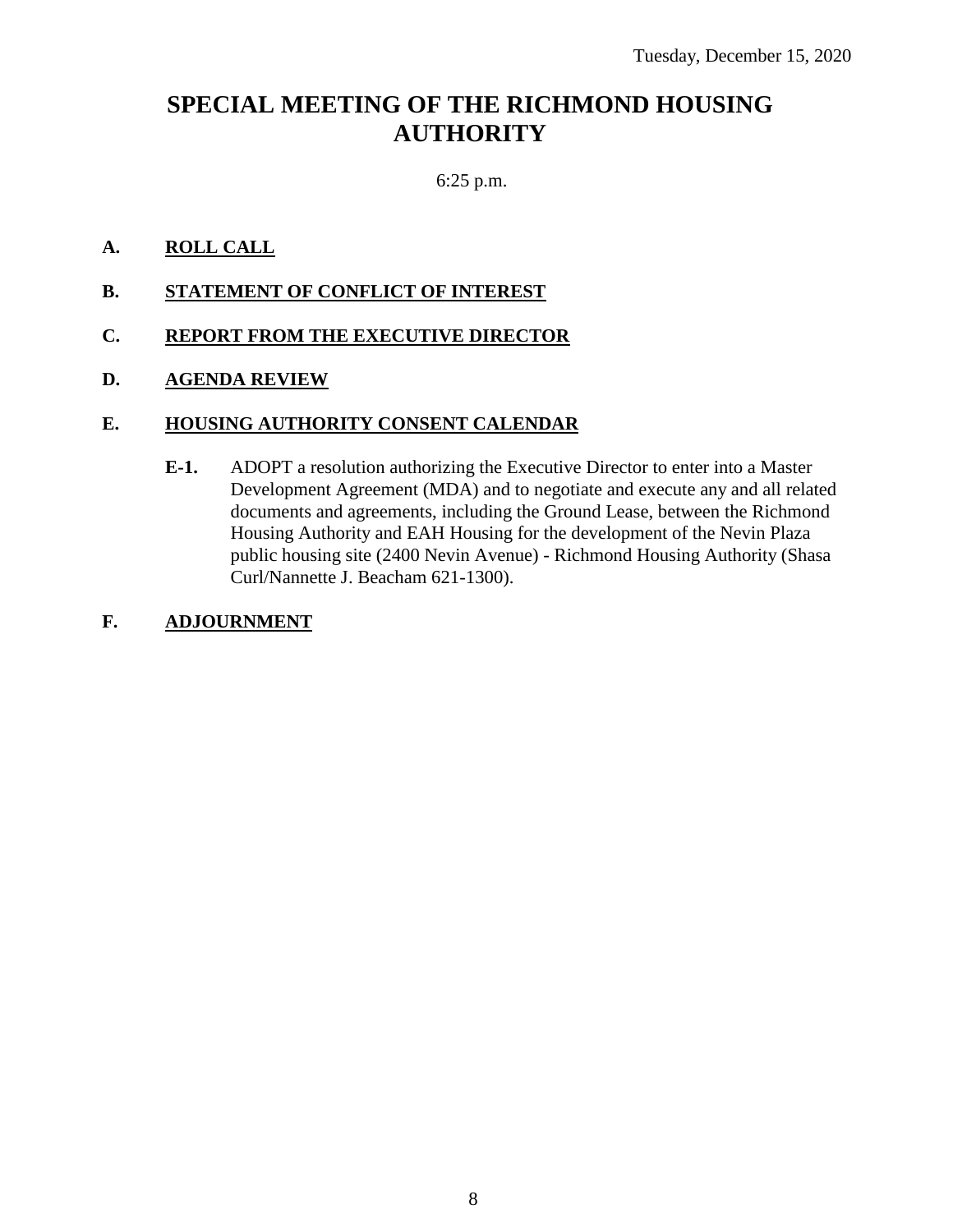Tuesday, December 15, 2020

# SPECIAL MEETING OF THE RICHMOND HOUSING AUTHORITY

6:25 p.m.

**A. ROLL CALL**

**B. STATEMENT OF CONFLICT OF INTEREST**

**C. REPORT FROM THE EXECUTIVE DIRECTOR**

**D. AGENDA REVIEW**

**E. HOUSING AUTHORITY CONSENT CALENDAR**

**E-1.** ADOPT a resolution authorizing the Executive Director to enter into a Master Development Agreement (MDA) and to negotiate and execute any and all related documents and agreements, including the Ground Lease, between the Richmond Housing Authority and EAH Housing for the development of the Nevin Plaza public housing site (2400 Nevin Avenue) - Richmond Housing Authority (Shasa Curl/Nannette J. Beacham 621-1300).

**F. ADJOURNMENT**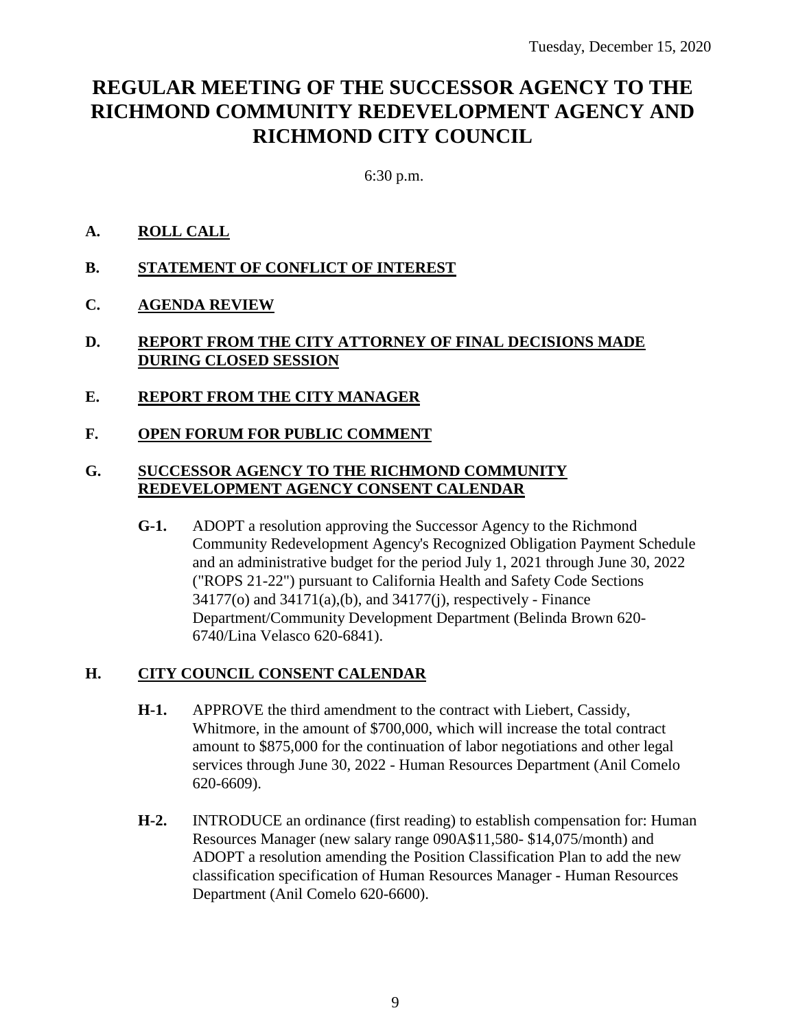Tuesday, December 15, 2020

# REGULAR MEETING OF THE SUCCESSOR AGENCY TO THE RICHMOND COMMUNITY REDEVELOPMENT AGENCY AND RICHMOND CITY COUNCIL

6:30 p.m.

**A. ROLL CALL**

**B. STATEMENT OF CONFLICT OF INTEREST**

**C. AGENDA REVIEW**

**D. REPORT FROM THE CITY ATTORNEY OF FINAL DECISIONS MADE DURING CLOSED SESSION**

**E. REPORT FROM THE CITY MANAGER**

**F. OPEN FORUM FOR PUBLIC COMMENT**

**G. SUCCESSOR AGENCY TO THE RICHMOND COMMUNITY REDEVELOPMENT AGENCY CONSENT CALENDAR**

**G-1.** ADOPT a resolution approving the Successor Agency to the Richmond Community Redevelopment Agency's Recognized Obligation Payment Schedule and an administrative budget for the period July 1, 2021 through June 30, 2022 ("ROPS 21-22") pursuant to California Health and Safety Code Sections 34177(o) and 34171(a),(b), and 34177(j), respectively - Finance Department/Community Development Department (Belinda Brown 620-6740/Lina Velasco 620-6841).

**H. CITY COUNCIL CONSENT CALENDAR**

**H-1.** APPROVE the third amendment to the contract with Liebert, Cassidy, Whitmore, in the amount of $700,000, which will increase the total contract amount to $875,000 for the continuation of labor negotiations and other legal services through June 30, 2022 - Human Resources Department (Anil Comelo 620-6609).

**H-2.** INTRODUCE an ordinance (first reading) to establish compensation for: Human Resources Manager (new salary range 090A$11,580- $14,075/month) and ADOPT a resolution amending the Position Classification Plan to add the new classification specification of Human Resources Manager - Human Resources Department (Anil Comelo 620-6600).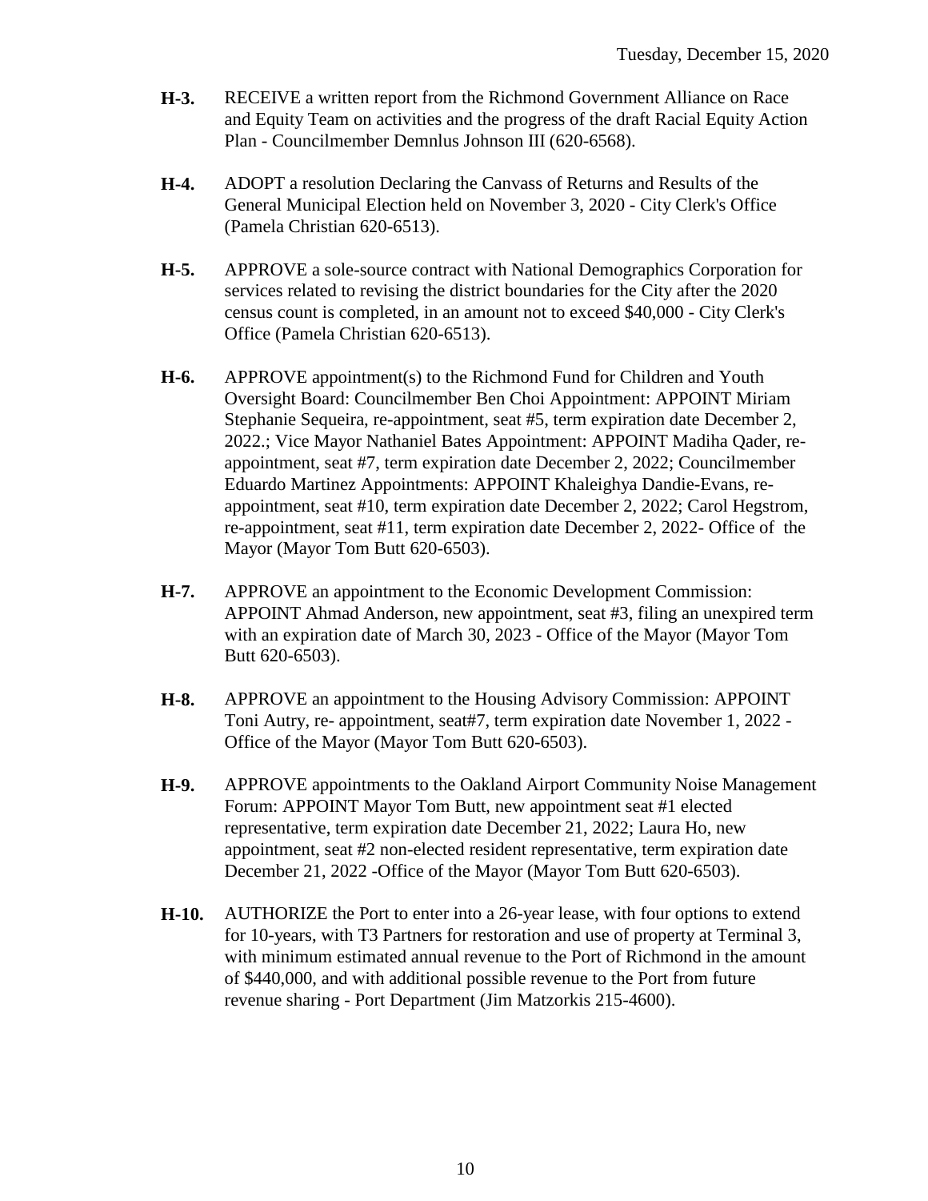**H-3.** RECEIVE a written report from the Richmond Government Alliance on Race and Equity Team on activities and the progress of the draft Racial Equity Action Plan - Councilmember Demnlus Johnson III (620-6568).

**H-4.** ADOPT a resolution Declaring the Canvass of Returns and Results of the General Municipal Election held on November 3, 2020 - City Clerk's Office (Pamela Christian 620-6513).

**H-5.** APPROVE a sole-source contract with National Demographics Corporation for services related to revising the district boundaries for the City after the 2020 census count is completed, in an amount not to exceed $40,000 - City Clerk's Office (Pamela Christian 620-6513).

**H-6.** APPROVE appointment(s) to the Richmond Fund for Children and Youth Oversight Board: Councilmember Ben Choi Appointment: APPOINT Miriam Stephanie Sequeira, re-appointment, seat #5, term expiration date December 2, 2022.; Vice Mayor Nathaniel Bates Appointment: APPOINT Madiha Qader, re-appointment, seat #7, term expiration date December 2, 2022; Councilmember Eduardo Martinez Appointments: APPOINT Khaleighya Dandie-Evans, re-appointment, seat #10, term expiration date December 2, 2022; Carol Hegstrom, re-appointment, seat #11, term expiration date December 2, 2022- Office of the Mayor (Mayor Tom Butt 620-6503).

**H-7.** APPROVE an appointment to the Economic Development Commission: APPOINT Ahmad Anderson, new appointment, seat #3, filing an unexpired term with an expiration date of March 30, 2023 - Office of the Mayor (Mayor Tom Butt 620-6503).

**H-8.** APPROVE an appointment to the Housing Advisory Commission: APPOINT Toni Autry, re- appointment, seat#7, term expiration date November 1, 2022 - Office of the Mayor (Mayor Tom Butt 620-6503).

**H-9.** APPROVE appointments to the Oakland Airport Community Noise Management Forum: APPOINT Mayor Tom Butt, new appointment seat #1 elected representative, term expiration date December 21, 2022; Laura Ho, new appointment, seat #2 non-elected resident representative, term expiration date December 21, 2022 -Office of the Mayor (Mayor Tom Butt 620-6503).

**H-10.** AUTHORIZE the Port to enter into a 26-year lease, with four options to extend for 10-years, with T3 Partners for restoration and use of property at Terminal 3, with minimum estimated annual revenue to the Port of Richmond in the amount of $440,000, and with additional possible revenue to the Port from future revenue sharing - Port Department (Jim Matzorkis 215-4600).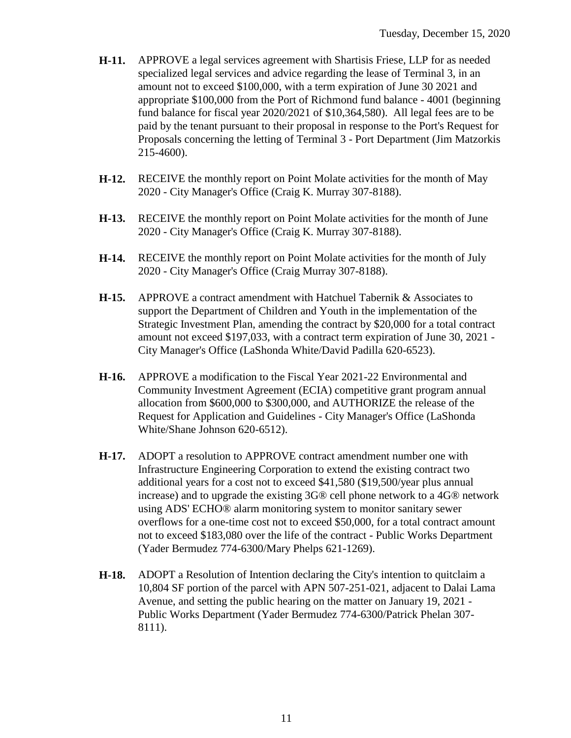**H-11.** APPROVE a legal services agreement with Shartisis Friese, LLP for as needed specialized legal services and advice regarding the lease of Terminal 3, in an amount not to exceed $100,000, with a term expiration of June 30 2021 and appropriate $100,000 from the Port of Richmond fund balance - 4001 (beginning fund balance for fiscal year 2020/2021 of $10,364,580). All legal fees are to be paid by the tenant pursuant to their proposal in response to the Port's Request for Proposals concerning the letting of Terminal 3 - Port Department (Jim Matzorkis 215-4600).

**H-12.** RECEIVE the monthly report on Point Molate activities for the month of May 2020 - City Manager's Office (Craig K. Murray 307-8188).

**H-13.** RECEIVE the monthly report on Point Molate activities for the month of June 2020 - City Manager's Office (Craig K. Murray 307-8188).

**H-14.** RECEIVE the monthly report on Point Molate activities for the month of July 2020 - City Manager's Office (Craig Murray 307-8188).

**H-15.** APPROVE a contract amendment with Hatchuel Tabernik & Associates to support the Department of Children and Youth in the implementation of the Strategic Investment Plan, amending the contract by $20,000 for a total contract amount not exceed $197,033, with a contract term expiration of June 30, 2021 - City Manager's Office (LaShonda White/David Padilla 620-6523).

**H-16.** APPROVE a modification to the Fiscal Year 2021-22 Environmental and Community Investment Agreement (ECIA) competitive grant program annual allocation from $600,000 to $300,000, and AUTHORIZE the release of the Request for Application and Guidelines - City Manager's Office (LaShonda White/Shane Johnson 620-6512).

**H-17.** ADOPT a resolution to APPROVE contract amendment number one with Infrastructure Engineering Corporation to extend the existing contract two additional years for a cost not to exceed $41,580 ($19,500/year plus annual increase) and to upgrade the existing 3G® cell phone network to a 4G® network using ADS' ECHO® alarm monitoring system to monitor sanitary sewer overflows for a one-time cost not to exceed $50,000, for a total contract amount not to exceed $183,080 over the life of the contract - Public Works Department (Yader Bermudez 774-6300/Mary Phelps 621-1269).

**H-18.** ADOPT a Resolution of Intention declaring the City's intention to quitclaim a 10,804 SF portion of the parcel with APN 507-251-021, adjacent to Dalai Lama Avenue, and setting the public hearing on the matter on January 19, 2021 - Public Works Department (Yader Bermudez 774-6300/Patrick Phelan 307-8111).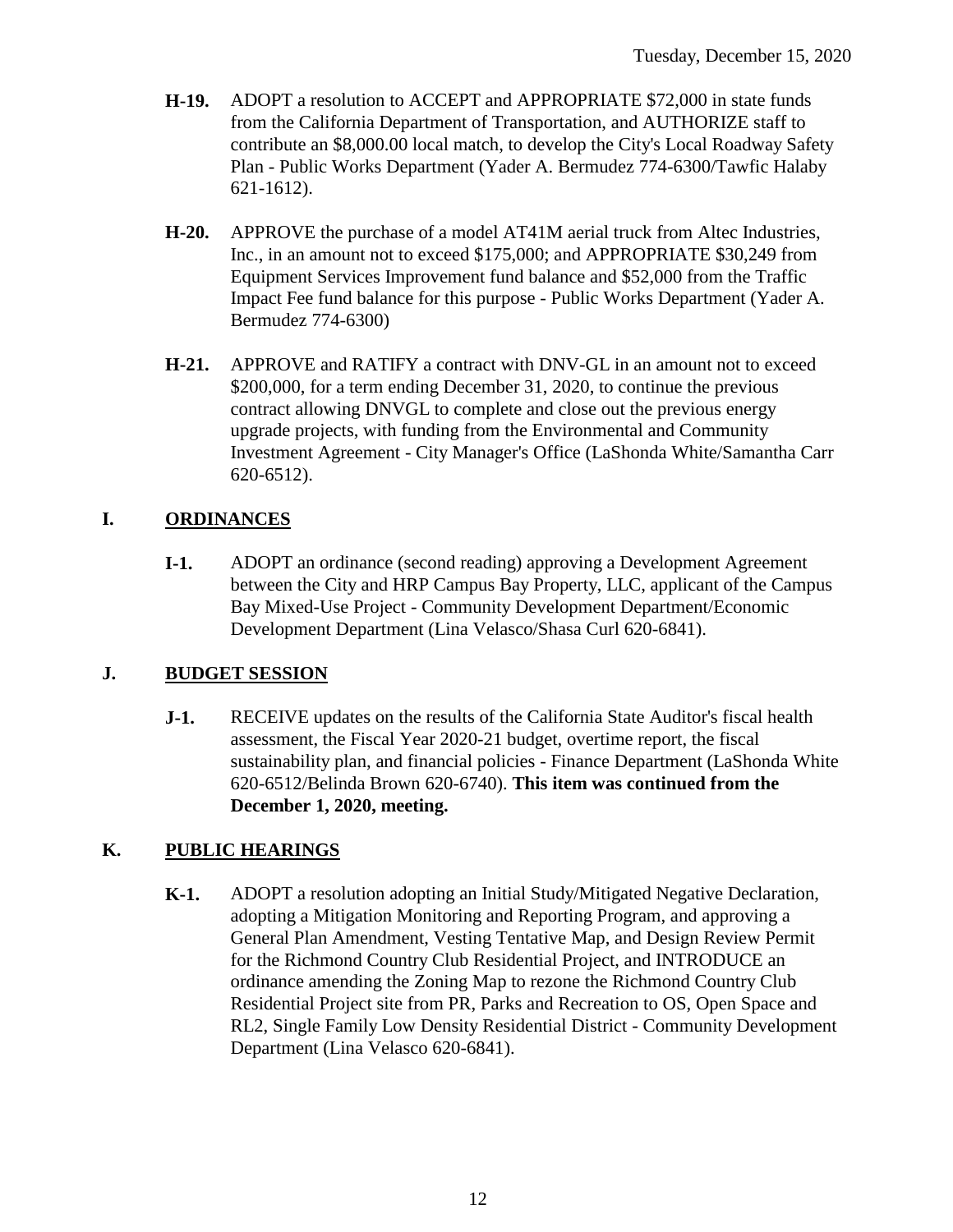**H-19.** ADOPT a resolution to ACCEPT and APPROPRIATE $72,000 in state funds from the California Department of Transportation, and AUTHORIZE staff to contribute an $8,000.00 local match, to develop the City's Local Roadway Safety Plan - Public Works Department (Yader A. Bermudez 774-6300/Tawfic Halaby 621-1612).

**H-20.** APPROVE the purchase of a model AT41M aerial truck from Altec Industries, Inc., in an amount not to exceed $175,000; and APPROPRIATE $30,249 from Equipment Services Improvement fund balance and $52,000 from the Traffic Impact Fee fund balance for this purpose - Public Works Department (Yader A. Bermudez 774-6300)

**H-21.** APPROVE and RATIFY a contract with DNV-GL in an amount not to exceed $200,000, for a term ending December 31, 2020, to continue the previous contract allowing DNVGL to complete and close out the previous energy upgrade projects, with funding from the Environmental and Community Investment Agreement - City Manager's Office (LaShonda White/Samantha Carr 620-6512).

## I. ORDINANCES

**I-1.** ADOPT an ordinance (second reading) approving a Development Agreement between the City and HRP Campus Bay Property, LLC, applicant of the Campus Bay Mixed-Use Project - Community Development Department/Economic Development Department (Lina Velasco/Shasa Curl 620-6841).

## J. BUDGET SESSION

**J-1.** RECEIVE updates on the results of the California State Auditor's fiscal health assessment, the Fiscal Year 2020-21 budget, overtime report, the fiscal sustainability plan, and financial policies - Finance Department (LaShonda White 620-6512/Belinda Brown 620-6740). **This item was continued from the December 1, 2020, meeting.**

## K. PUBLIC HEARINGS

**K-1.** ADOPT a resolution adopting an Initial Study/Mitigated Negative Declaration, adopting a Mitigation Monitoring and Reporting Program, and approving a General Plan Amendment, Vesting Tentative Map, and Design Review Permit for the Richmond Country Club Residential Project, and INTRODUCE an ordinance amending the Zoning Map to rezone the Richmond Country Club Residential Project site from PR, Parks and Recreation to OS, Open Space and RL2, Single Family Low Density Residential District - Community Development Department (Lina Velasco 620-6841).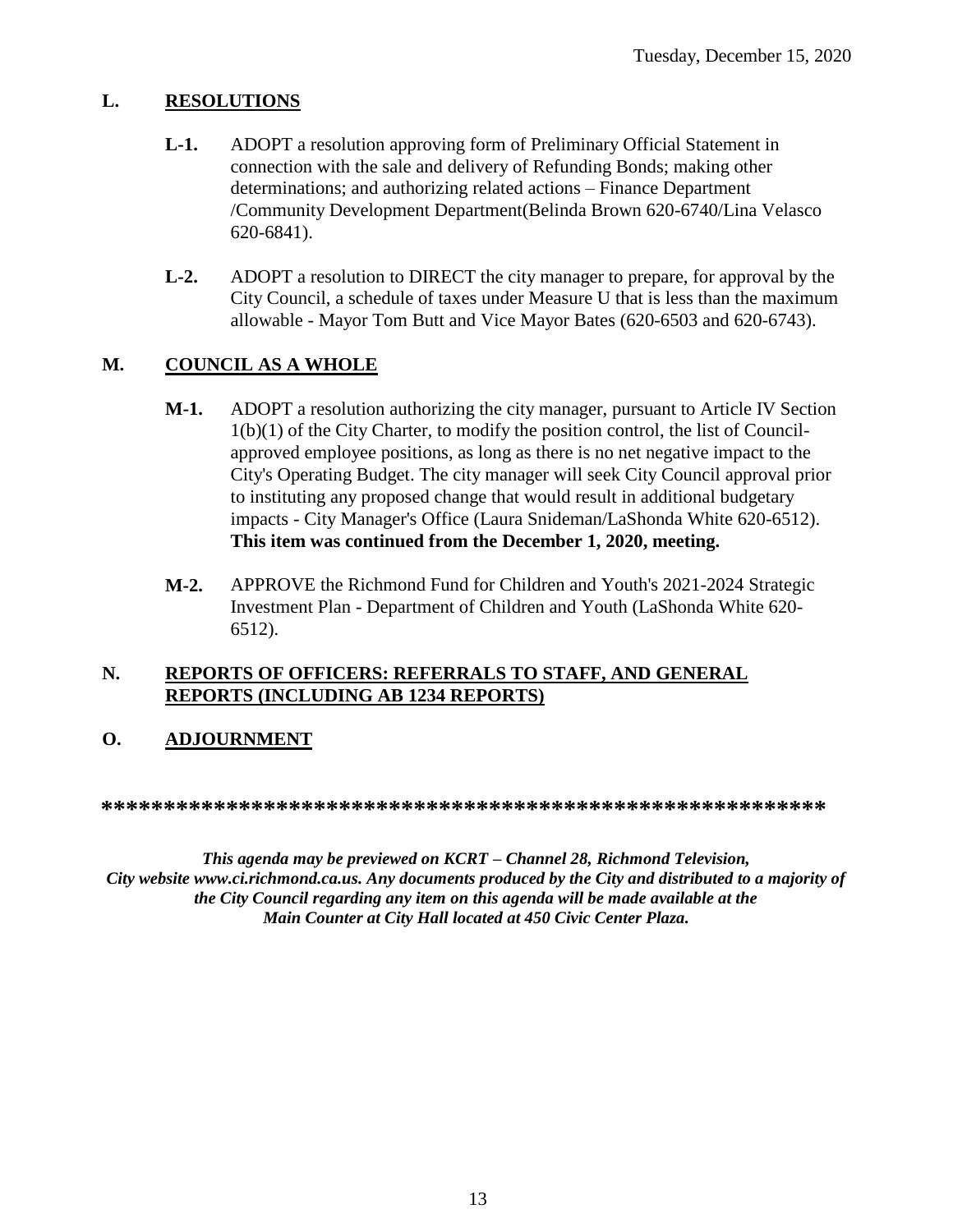## L. RESOLUTIONS

**L-1.** ADOPT a resolution approving form of Preliminary Official Statement in connection with the sale and delivery of Refunding Bonds; making other determinations; and authorizing related actions – Finance Department /Community Development Department(Belinda Brown 620-6740/Lina Velasco 620-6841).

**L-2.** ADOPT a resolution to DIRECT the city manager to prepare, for approval by the City Council, a schedule of taxes under Measure U that is less than the maximum allowable - Mayor Tom Butt and Vice Mayor Bates (620-6503 and 620-6743).

## M. COUNCIL AS A WHOLE

**M-1.** ADOPT a resolution authorizing the city manager, pursuant to Article IV Section 1(b)(1) of the City Charter, to modify the position control, the list of Council-approved employee positions, as long as there is no net negative impact to the City's Operating Budget. The city manager will seek City Council approval prior to instituting any proposed change that would result in additional budgetary impacts - City Manager's Office (Laura Snideman/LaShonda White 620-6512). **This item was continued from the December 1, 2020, meeting.**

**M-2.** APPROVE the Richmond Fund for Children and Youth's 2021-2024 Strategic Investment Plan - Department of Children and Youth (LaShonda White 620-6512).

## N. REPORTS OF OFFICERS: REFERRALS TO STAFF, AND GENERAL REPORTS (INCLUDING AB 1234 REPORTS)

## O. ADJOURNMENT

**************************************************************

***This agenda may be previewed on KCRT – Channel 28, Richmond Television, City website www.ci.richmond.ca.us. Any documents produced by the City and distributed to a majority of the City Council regarding any item on this agenda will be made available at the Main Counter at City Hall located at 450 Civic Center Plaza.***